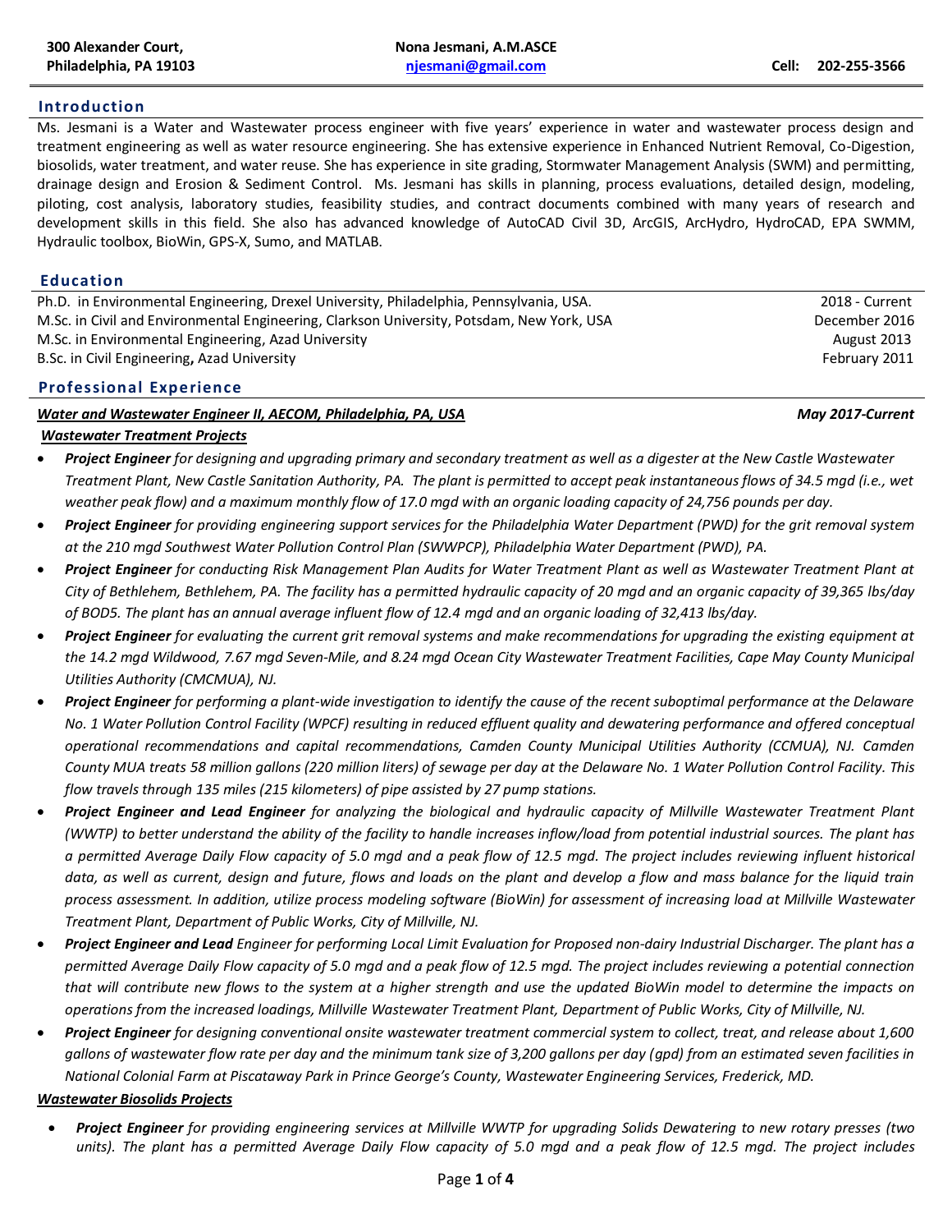**300 Alexander Court,**
**Philadelphia, PA 19103**

**Nona Jesmani, A.M.ASCE**
**[njesmani@gmail.com](mailto:njesmani@gmail.com)**

**Cell: 202-255-3566**

## Introduction

Ms. Jesmani is a Water and Wastewater process engineer with five years' experience in water and wastewater process design and treatment engineering as well as water resource engineering. She has extensive experience in Enhanced Nutrient Removal, Co-Digestion, biosolids, water treatment, and water reuse. She has experience in site grading, Stormwater Management Analysis (SWM) and permitting, drainage design and Erosion & Sediment Control. Ms. Jesmani has skills in planning, process evaluations, detailed design, modeling, piloting, cost analysis, laboratory studies, feasibility studies, and contract documents combined with many years of research and development skills in this field. She also has advanced knowledge of AutoCAD Civil 3D, ArcGIS, ArcHydro, HydroCAD, EPA SWMM, Hydraulic toolbox, BioWin, GPS-X, Sumo, and MATLAB.

## Education

| | |
|---|---|
| Ph.D. in Environmental Engineering, Drexel University, Philadelphia, Pennsylvania, USA. | 2018 - Current |
| M.Sc. in Civil and Environmental Engineering, Clarkson University, Potsdam, New York, USA | December 2016 |
| M.Sc. in Environmental Engineering, Azad University | August 2013 |
| B.Sc. in Civil Engineering**,** Azad University | February 2011 |

## Professional Experience

***Water and Wastewater Engineer II, AECOM, Philadelphia, PA, USA*** — ***May 2017-Current***

***Wastewater Treatment Projects***

- ***Project Engineer*** *for designing and upgrading primary and secondary treatment as well as a digester at the New Castle Wastewater Treatment Plant, New Castle Sanitation Authority, PA. The plant is permitted to accept peak instantaneous flows of 34.5 mgd (i.e., wet weather peak flow) and a maximum monthly flow of 17.0 mgd with an organic loading capacity of 24,756 pounds per day.*
- ***Project Engineer*** *for providing engineering support services for the Philadelphia Water Department (PWD) for the grit removal system at the 210 mgd Southwest Water Pollution Control Plan (SWWPCP), Philadelphia Water Department (PWD), PA.*
- ***Project Engineer*** *for conducting Risk Management Plan Audits for Water Treatment Plant as well as Wastewater Treatment Plant at City of Bethlehem, Bethlehem, PA. The facility has a permitted hydraulic capacity of 20 mgd and an organic capacity of 39,365 lbs/day of BOD5. The plant has an annual average influent flow of 12.4 mgd and an organic loading of 32,413 lbs/day.*
- ***Project Engineer*** *for evaluating the current grit removal systems and make recommendations for upgrading the existing equipment at the 14.2 mgd Wildwood, 7.67 mgd Seven-Mile, and 8.24 mgd Ocean City Wastewater Treatment Facilities, Cape May County Municipal Utilities Authority (CMCMUA), NJ.*
- ***Project Engineer*** *for performing a plant-wide investigation to identify the cause of the recent suboptimal performance at the Delaware No. 1 Water Pollution Control Facility (WPCF) resulting in reduced effluent quality and dewatering performance and offered conceptual operational recommendations and capital recommendations, Camden County Municipal Utilities Authority (CCMUA), NJ. Camden County MUA treats 58 million gallons (220 million liters) of sewage per day at the Delaware No. 1 Water Pollution Control Facility. This flow travels through 135 miles (215 kilometers) of pipe assisted by 27 pump stations.*
- ***Project Engineer and Lead Engineer*** *for analyzing the biological and hydraulic capacity of Millville Wastewater Treatment Plant (WWTP) to better understand the ability of the facility to handle increases inflow/load from potential industrial sources. The plant has a permitted Average Daily Flow capacity of 5.0 mgd and a peak flow of 12.5 mgd. The project includes reviewing influent historical data, as well as current, design and future, flows and loads on the plant and develop a flow and mass balance for the liquid train process assessment. In addition, utilize process modeling software (BioWin) for assessment of increasing load at Millville Wastewater Treatment Plant, Department of Public Works, City of Millville, NJ.*
- ***Project Engineer and Lead*** *Engineer for performing Local Limit Evaluation for Proposed non-dairy Industrial Discharger. The plant has a permitted Average Daily Flow capacity of 5.0 mgd and a peak flow of 12.5 mgd. The project includes reviewing a potential connection that will contribute new flows to the system at a higher strength and use the updated BioWin model to determine the impacts on operations from the increased loadings, Millville Wastewater Treatment Plant, Department of Public Works, City of Millville, NJ.*
- ***Project Engineer*** *for designing conventional onsite wastewater treatment commercial system to collect, treat, and release about 1,600 gallons of wastewater flow rate per day and the minimum tank size of 3,200 gallons per day (gpd) from an estimated seven facilities in National Colonial Farm at Piscataway Park in Prince George's County, Wastewater Engineering Services, Frederick, MD.*

***Wastewater Biosolids Projects***

- ***Project Engineer*** *for providing engineering services at Millville WWTP for upgrading Solids Dewatering to new rotary presses (two units). The plant has a permitted Average Daily Flow capacity of 5.0 mgd and a peak flow of 12.5 mgd. The project includes*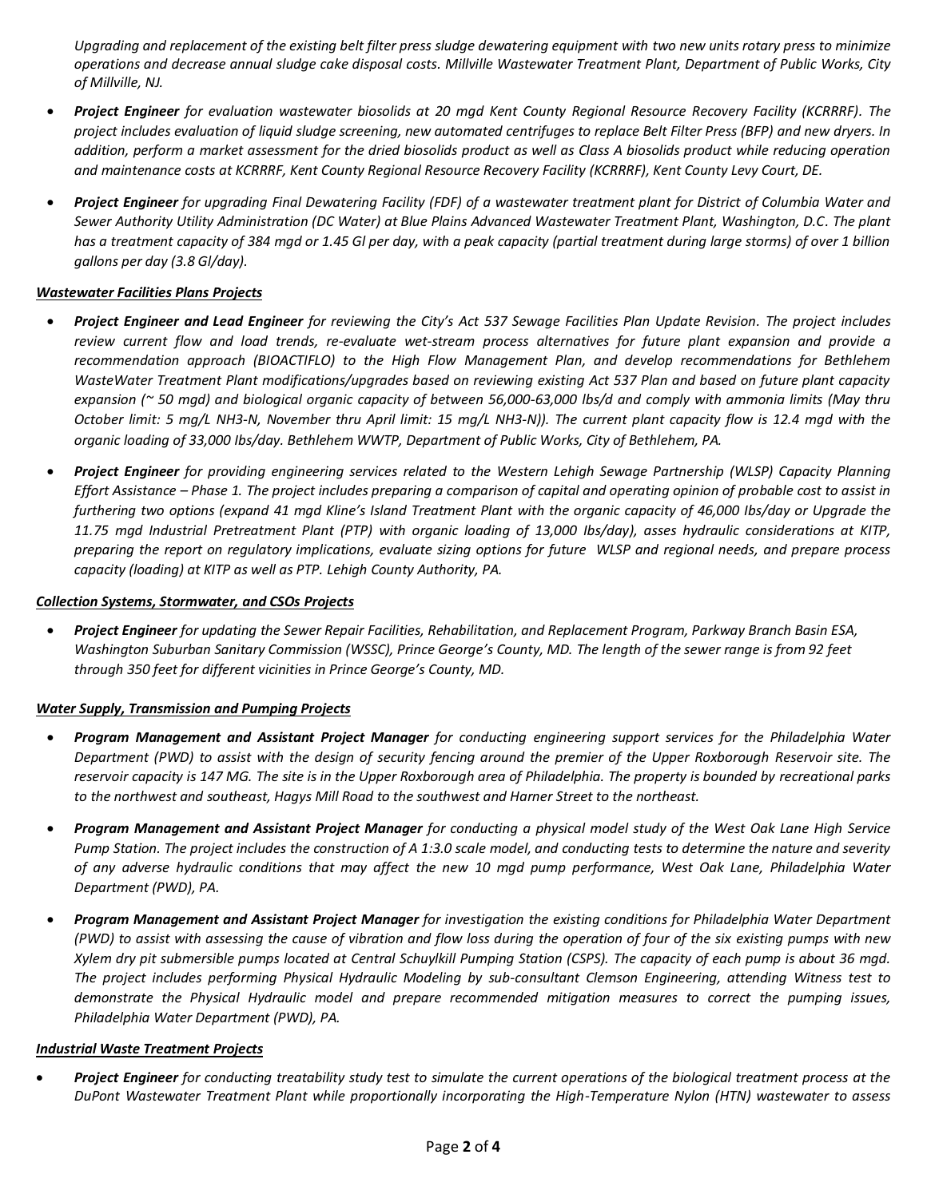*Upgrading and replacement of the existing belt filter press sludge dewatering equipment with two new units rotary press to minimize operations and decrease annual sludge cake disposal costs. Millville Wastewater Treatment Plant, Department of Public Works, City of Millville, NJ.*

- ***Project Engineer** for evaluation wastewater biosolids at 20 mgd Kent County Regional Resource Recovery Facility (KCRRRF). The project includes evaluation of liquid sludge screening, new automated centrifuges to replace Belt Filter Press (BFP) and new dryers. In addition, perform a market assessment for the dried biosolids product as well as Class A biosolids product while reducing operation and maintenance costs at KCRRRF, Kent County Regional Resource Recovery Facility (KCRRRF), Kent County Levy Court, DE.*

- ***Project Engineer** for upgrading Final Dewatering Facility (FDF) of a wastewater treatment plant for District of Columbia Water and Sewer Authority Utility Administration (DC Water) at Blue Plains Advanced Wastewater Treatment Plant, Washington, D.C. The plant has a treatment capacity of 384 mgd or 1.45 Gl per day, with a peak capacity (partial treatment during large storms) of over 1 billion gallons per day (3.8 Gl/day).*

***Wastewater Facilities Plans Projects***

- ***Project Engineer and Lead Engineer** for reviewing the City's Act 537 Sewage Facilities Plan Update Revision. The project includes review current flow and load trends, re-evaluate wet-stream process alternatives for future plant expansion and provide a recommendation approach (BIOACTIFLO) to the High Flow Management Plan, and develop recommendations for Bethlehem WasteWater Treatment Plant modifications/upgrades based on reviewing existing Act 537 Plan and based on future plant capacity expansion (~ 50 mgd) and biological organic capacity of between 56,000-63,000 lbs/d and comply with ammonia limits (May thru October limit: 5 mg/L NH3-N, November thru April limit: 15 mg/L NH3-N)). The current plant capacity flow is 12.4 mgd with the organic loading of 33,000 Ibs/day. Bethlehem WWTP, Department of Public Works, City of Bethlehem, PA.*

- ***Project Engineer** for providing engineering services related to the Western Lehigh Sewage Partnership (WLSP) Capacity Planning Effort Assistance – Phase 1. The project includes preparing a comparison of capital and operating opinion of probable cost to assist in furthering two options (expand 41 mgd Kline's Island Treatment Plant with the organic capacity of 46,000 Ibs/day or Upgrade the 11.75 mgd Industrial Pretreatment Plant (PTP) with organic loading of 13,000 Ibs/day), asses hydraulic considerations at KITP, preparing the report on regulatory implications, evaluate sizing options for future WLSP and regional needs, and prepare process capacity (loading) at KITP as well as PTP. Lehigh County Authority, PA.*

***Collection Systems, Stormwater, and CSOs Projects***

- ***Project Engineer** for updating the Sewer Repair Facilities, Rehabilitation, and Replacement Program, Parkway Branch Basin ESA, Washington Suburban Sanitary Commission (WSSC), Prince George's County, MD. The length of the sewer range is from 92 feet through 350 feet for different vicinities in Prince George's County, MD.*

***Water Supply, Transmission and Pumping Projects***

- ***Program Management and Assistant Project Manager** for conducting engineering support services for the Philadelphia Water Department (PWD) to assist with the design of security fencing around the premier of the Upper Roxborough Reservoir site. The reservoir capacity is 147 MG. The site is in the Upper Roxborough area of Philadelphia. The property is bounded by recreational parks to the northwest and southeast, Hagys Mill Road to the southwest and Harner Street to the northeast.*

- ***Program Management and Assistant Project Manager** for conducting a physical model study of the West Oak Lane High Service Pump Station. The project includes the construction of A 1:3.0 scale model, and conducting tests to determine the nature and severity of any adverse hydraulic conditions that may affect the new 10 mgd pump performance, West Oak Lane, Philadelphia Water Department (PWD), PA.*

- ***Program Management and Assistant Project Manager** for investigation the existing conditions for Philadelphia Water Department (PWD) to assist with assessing the cause of vibration and flow loss during the operation of four of the six existing pumps with new Xylem dry pit submersible pumps located at Central Schuylkill Pumping Station (CSPS). The capacity of each pump is about 36 mgd. The project includes performing Physical Hydraulic Modeling by sub-consultant Clemson Engineering, attending Witness test to demonstrate the Physical Hydraulic model and prepare recommended mitigation measures to correct the pumping issues, Philadelphia Water Department (PWD), PA.*

***Industrial Waste Treatment Projects***

- ***Project Engineer** for conducting treatability study test to simulate the current operations of the biological treatment process at the DuPont Wastewater Treatment Plant while proportionally incorporating the High-Temperature Nylon (HTN) wastewater to assess*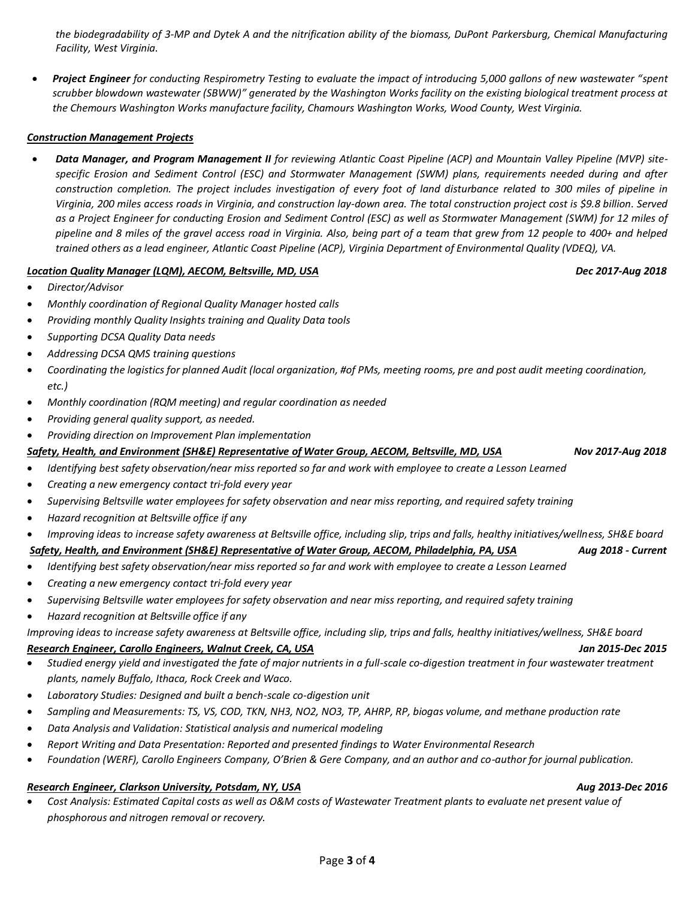*the biodegradability of 3-MP and Dytek A and the nitrification ability of the biomass, DuPont Parkersburg, Chemical Manufacturing Facility, West Virginia.*

- ***Project Engineer** for conducting Respirometry Testing to evaluate the impact of introducing 5,000 gallons of new wastewater "spent scrubber blowdown wastewater (SBWW)" generated by the Washington Works facility on the existing biological treatment process at the Chemours Washington Works manufacture facility, Chamours Washington Works, Wood County, West Virginia.*

***Construction Management Projects***

- ***Data Manager, and Program Management II** for reviewing Atlantic Coast Pipeline (ACP) and Mountain Valley Pipeline (MVP) site-specific Erosion and Sediment Control (ESC) and Stormwater Management (SWM) plans, requirements needed during and after construction completion. The project includes investigation of every foot of land disturbance related to 300 miles of pipeline in Virginia, 200 miles access roads in Virginia, and construction lay-down area. The total construction project cost is $9.8 billion. Served as a Project Engineer for conducting Erosion and Sediment Control (ESC) as well as Stormwater Management (SWM) for 12 miles of pipeline and 8 miles of the gravel access road in Virginia. Also, being part of a team that grew from 12 people to 400+ and helped trained others as a lead engineer, Atlantic Coast Pipeline (ACP), Virginia Department of Environmental Quality (VDEQ), VA.*

***Location Quality Manager (LQM), AECOM, Beltsville, MD, USA*** ***Dec 2017-Aug 2018***

- *Director/Advisor*
- *Monthly coordination of Regional Quality Manager hosted calls*
- *Providing monthly Quality Insights training and Quality Data tools*
- *Supporting DCSA Quality Data needs*
- *Addressing DCSA QMS training questions*
- *Coordinating the logistics for planned Audit (local organization, #of PMs, meeting rooms, pre and post audit meeting coordination, etc.)*
- *Monthly coordination (RQM meeting) and regular coordination as needed*
- *Providing general quality support, as needed.*
- *Providing direction on Improvement Plan implementation*

***Safety, Health, and Environment (SH&E) Representative of Water Group, AECOM, Beltsville, MD, USA*** ***Nov 2017-Aug 2018***

- *Identifying best safety observation/near miss reported so far and work with employee to create a Lesson Learned*
- *Creating a new emergency contact tri-fold every year*
- *Supervising Beltsville water employees for safety observation and near miss reporting, and required safety training*
- *Hazard recognition at Beltsville office if any*
- *Improving ideas to increase safety awareness at Beltsville office, including slip, trips and falls, healthy initiatives/wellness, SH&E board*

***Safety, Health, and Environment (SH&E) Representative of Water Group, AECOM, Philadelphia, PA, USA*** ***Aug 2018 - Current***

- *Identifying best safety observation/near miss reported so far and work with employee to create a Lesson Learned*
- *Creating a new emergency contact tri-fold every year*
- *Supervising Beltsville water employees for safety observation and near miss reporting, and required safety training*
- *Hazard recognition at Beltsville office if any*

*Improving ideas to increase safety awareness at Beltsville office, including slip, trips and falls, healthy initiatives/wellness, SH&E board*

***Research Engineer, Carollo Engineers, Walnut Creek, CA, USA*** ***Jan 2015-Dec 2015***

- *Studied energy yield and investigated the fate of major nutrients in a full-scale co-digestion treatment in four wastewater treatment plants, namely Buffalo, Ithaca, Rock Creek and Waco.*
- *Laboratory Studies: Designed and built a bench-scale co-digestion unit*
- *Sampling and Measurements: TS, VS, COD, TKN, $NH_3$, $NO_2$, $NO_3$, TP, AHRP, RP, biogas volume, and methane production rate*
- *Data Analysis and Validation: Statistical analysis and numerical modeling*
- *Report Writing and Data Presentation: Reported and presented findings to Water Environmental Research*
- *Foundation (WERF), Carollo Engineers Company, O'Brien & Gere Company, and an author and co-author for journal publication.*

***Research Engineer, Clarkson University, Potsdam, NY, USA*** ***Aug 2013-Dec 2016***

- *Cost Analysis: Estimated Capital costs as well as O&M costs of Wastewater Treatment plants to evaluate net present value of phosphorous and nitrogen removal or recovery.*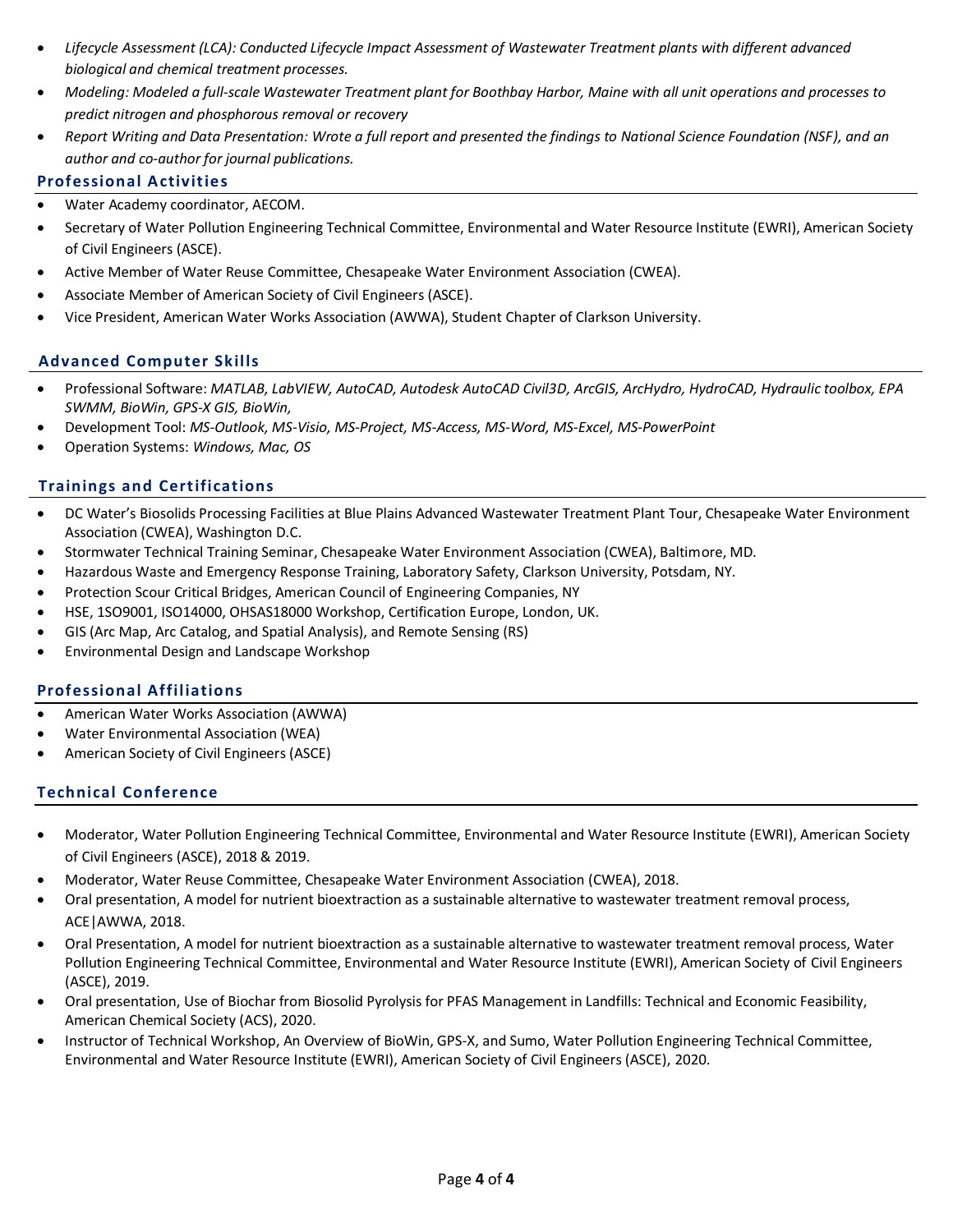- *Lifecycle Assessment (LCA): Conducted Lifecycle Impact Assessment of Wastewater Treatment plants with different advanced biological and chemical treatment processes.*
- *Modeling: Modeled a full-scale Wastewater Treatment plant for Boothbay Harbor, Maine with all unit operations and processes to predict nitrogen and phosphorous removal or recovery*
- *Report Writing and Data Presentation: Wrote a full report and presented the findings to National Science Foundation (NSF), and an author and co-author for journal publications.*

## Professional Activities

- Water Academy coordinator, AECOM.
- Secretary of Water Pollution Engineering Technical Committee, Environmental and Water Resource Institute (EWRI), American Society of Civil Engineers (ASCE).
- Active Member of Water Reuse Committee, Chesapeake Water Environment Association (CWEA).
- Associate Member of American Society of Civil Engineers (ASCE).
- Vice President, American Water Works Association (AWWA), Student Chapter of Clarkson University.

## Advanced Computer Skills

- Professional Software: *MATLAB, LabVIEW, AutoCAD, Autodesk AutoCAD Civil3D, ArcGIS, ArcHydro, HydroCAD, Hydraulic toolbox, EPA SWMM, BioWin, GPS-X GIS, BioWin,*
- Development Tool: *MS-Outlook, MS-Visio, MS-Project, MS-Access, MS-Word, MS-Excel, MS-PowerPoint*
- Operation Systems: *Windows, Mac, OS*

## Trainings and Certifications

- DC Water's Biosolids Processing Facilities at Blue Plains Advanced Wastewater Treatment Plant Tour, Chesapeake Water Environment Association (CWEA), Washington D.C.
- Stormwater Technical Training Seminar, Chesapeake Water Environment Association (CWEA), Baltimore, MD.
- Hazardous Waste and Emergency Response Training, Laboratory Safety, Clarkson University, Potsdam, NY.
- Protection Scour Critical Bridges, American Council of Engineering Companies, NY
- HSE, 1SO9001, ISO14000, OHSAS18000 Workshop, Certification Europe, London, UK.
- GIS (Arc Map, Arc Catalog, and Spatial Analysis), and Remote Sensing (RS)
- Environmental Design and Landscape Workshop

## Professional Affiliations

- American Water Works Association (AWWA)
- Water Environmental Association (WEA)
- American Society of Civil Engineers (ASCE)

## Technical Conference

- Moderator, Water Pollution Engineering Technical Committee, Environmental and Water Resource Institute (EWRI), American Society of Civil Engineers (ASCE), 2018 & 2019.
- Moderator, Water Reuse Committee, Chesapeake Water Environment Association (CWEA), 2018.
- Oral presentation, A model for nutrient bioextraction as a sustainable alternative to wastewater treatment removal process, ACE|AWWA, 2018.
- Oral Presentation, A model for nutrient bioextraction as a sustainable alternative to wastewater treatment removal process, Water Pollution Engineering Technical Committee, Environmental and Water Resource Institute (EWRI), American Society of Civil Engineers (ASCE), 2019.
- Oral presentation, Use of Biochar from Biosolid Pyrolysis for PFAS Management in Landfills: Technical and Economic Feasibility, American Chemical Society (ACS), 2020.
- Instructor of Technical Workshop, An Overview of BioWin, GPS-X, and Sumo, Water Pollution Engineering Technical Committee, Environmental and Water Resource Institute (EWRI), American Society of Civil Engineers (ASCE), 2020.